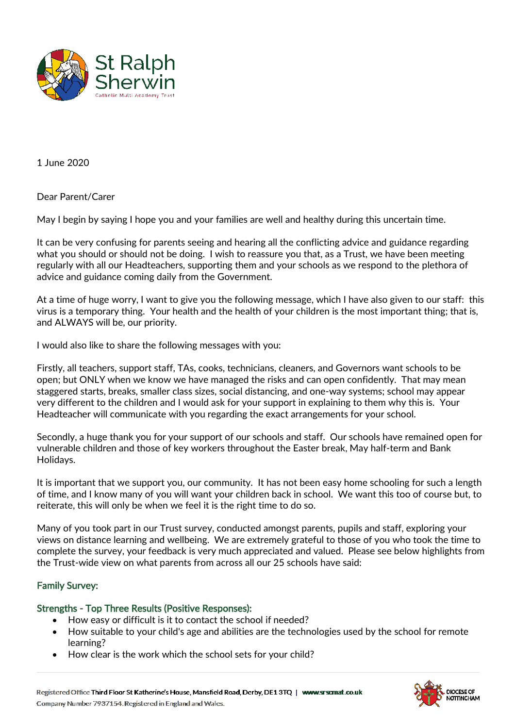St Ralph Sherwin

Catholic Multi Academy Trust

1 June 2020

Dear Parent/Carer

May I begin by saying I hope you and your families are well and healthy during this uncertain time.

It can be very confusing for parents seeing and hearing all the conflicting advice and guidance regarding what you should or should not be doing. I wish to reassure you that, as a Trust, we have been meeting regularly with all our Headteachers, supporting them and your schools as we respond to the plethora of advice and guidance coming daily from the Government.

At a time of huge worry, I want to give you the following message, which I have also given to our staff: this virus is a temporary thing. Your health and the health of your children is the most important thing; that is, and ALWAYS will be, our priority.

I would also like to share the following messages with you:

Firstly, all teachers, support staff, TAs, cooks, technicians, cleaners, and Governors want schools to be open; but ONLY when we know we have managed the risks and can open confidently. That may mean staggered starts, breaks, smaller class sizes, social distancing, and one-way systems; school may appear very different to the children and I would ask for your support in explaining to them why this is. Your Headteacher will communicate with you regarding the exact arrangements for your school.

Secondly, a huge thank you for your support of our schools and staff. Our schools have remained open for vulnerable children and those of key workers throughout the Easter break, May half-term and Bank Holidays.

It is important that we support you, our community. It has not been easy home schooling for such a length of time, and I know many of you will want your children back in school. We want this too of course but, to reiterate, this will only be when we feel it is the right time to do so.

Many of you took part in our Trust survey, conducted amongst parents, pupils and staff, exploring your views on distance learning and wellbeing. We are extremely grateful to those of you who took the time to complete the survey, your feedback is very much appreciated and valued. Please see below highlights from the Trust-wide view on what parents from across all our 25 schools have said:

## Family Survey:

### Strengths - Top Three Results (Positive Responses):

- How easy or difficult is it to contact the school if needed?
- How suitable to your child's age and abilities are the technologies used by the school for remote learning?
- How clear is the work which the school sets for your child?

Registered Office Third Floor St Katherine's House, Mansfield Road, Derby, DE1 3TQ | www.srscmat.co.uk
Company Number 7937154. Registered in England and Wales.

DIOCESE OF NOTTINGHAM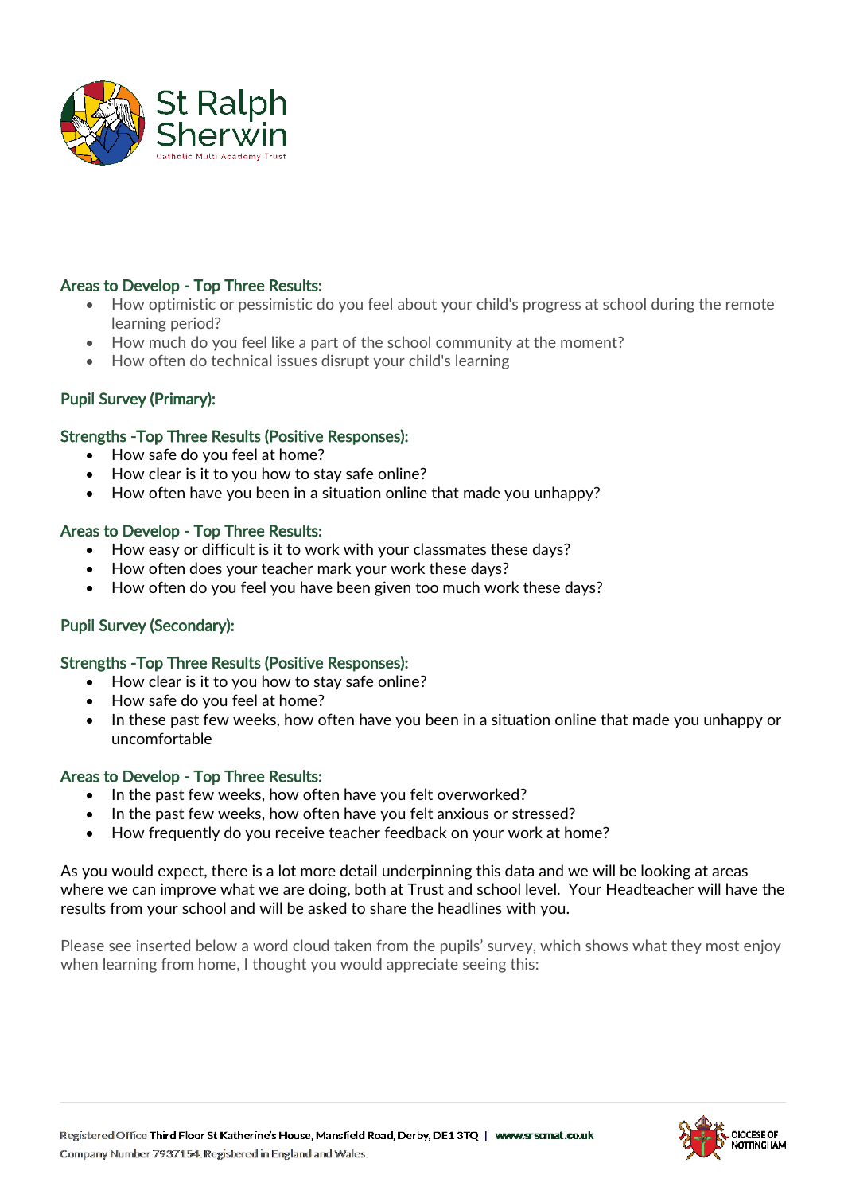## Areas to Develop - Top Three Results:

- How optimistic or pessimistic do you feel about your child's progress at school during the remote learning period?
- How much do you feel like a part of the school community at the moment?
- How often do technical issues disrupt your child's learning

## Pupil Survey (Primary):

### Strengths -Top Three Results (Positive Responses):

- How safe do you feel at home?
- How clear is it to you how to stay safe online?
- How often have you been in a situation online that made you unhappy?

### Areas to Develop - Top Three Results:

- How easy or difficult is it to work with your classmates these days?
- How often does your teacher mark your work these days?
- How often do you feel you have been given too much work these days?

## Pupil Survey (Secondary):

### Strengths -Top Three Results (Positive Responses):

- How clear is it to you how to stay safe online?
- How safe do you feel at home?
- In these past few weeks, how often have you been in a situation online that made you unhappy or uncomfortable

### Areas to Develop - Top Three Results:

- In the past few weeks, how often have you felt overworked?
- In the past few weeks, how often have you felt anxious or stressed?
- How frequently do you receive teacher feedback on your work at home?

As you would expect, there is a lot more detail underpinning this data and we will be looking at areas where we can improve what we are doing, both at Trust and school level. Your Headteacher will have the results from your school and will be asked to share the headlines with you.

Please see inserted below a word cloud taken from the pupils' survey, which shows what they most enjoy when learning from home, I thought you would appreciate seeing this: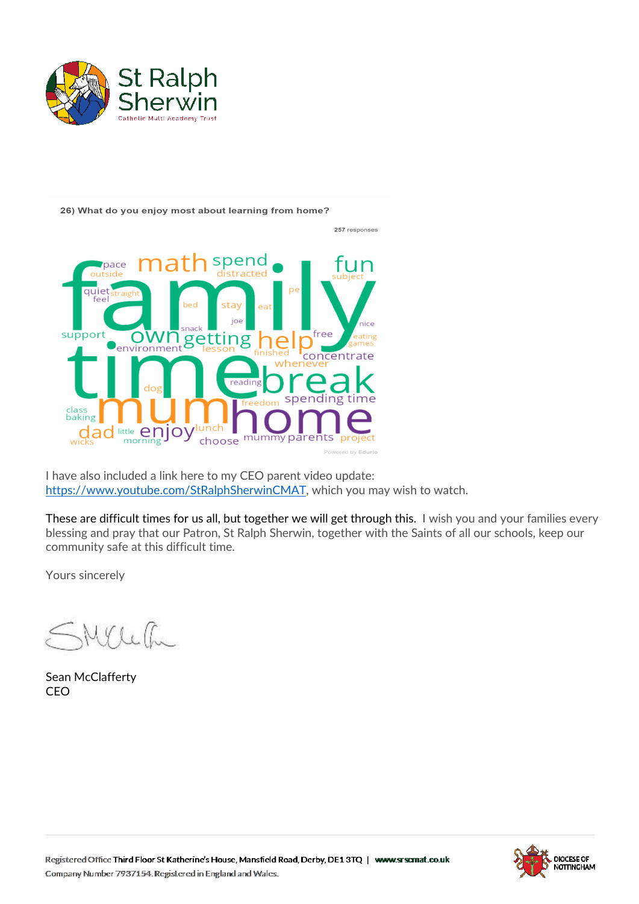26) What do you enjoy most about learning from home?

257 responses

family time mum home break help math spend fun own getting dad enjoy pace outside distracted subject quiet straight feel bed stay eat pe joe nice snack support environment lesson finished free eating games concentrate whenever reading dog freedom spending time class baking little lunch wicks morning choose mummy parents project

Powered by Edurio

I have also included a link here to my CEO parent video update: https://www.youtube.com/StRalphSherwinCMAT, which you may wish to watch.

These are difficult times for us all, but together we will get through this. I wish you and your families every blessing and pray that our Patron, St Ralph Sherwin, together with the Saints of all our schools, keep our community safe at this difficult time.

Yours sincerely

Sean McClafferty
CEO

Registered Office Third Floor St Katherine's House, Mansfield Road, Derby, DE1 3TQ | www.srscmat.co.uk
Company Number 7937154. Registered in England and Wales.